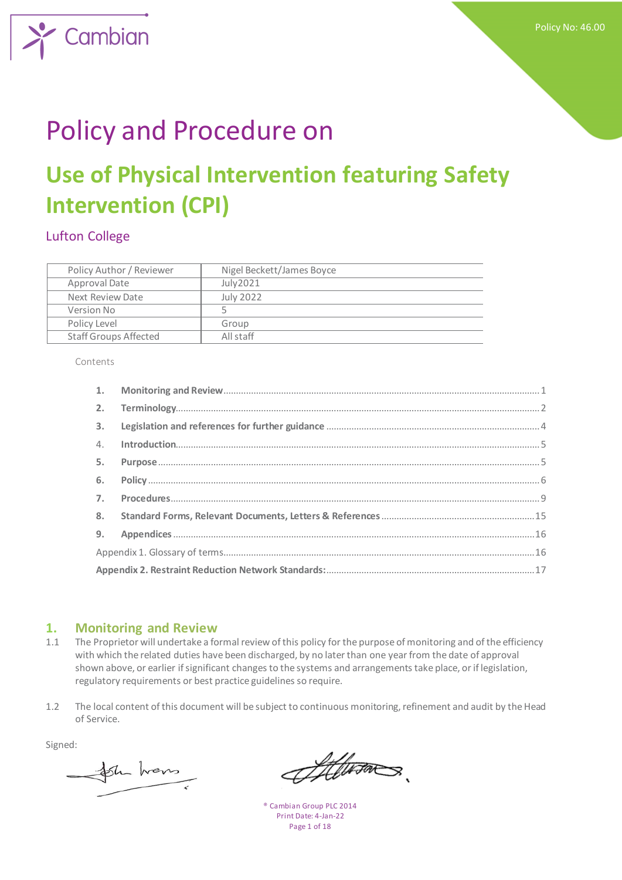Policy No: 46.00

# Policy and Procedure on

# Use of Physical Intervention featuring Safety Intervention (CPI)

## Lufton College

| Policy Author / Reviewer | Nigel Beckett/James Boyce |
|---|---|
| Approval Date | July2021 |
| Next Review Date | July 2022 |
| Version No | 5 |
| Policy Level | Group |
| Staff Groups Affected | All staff |

Contents

1. **Monitoring and Review** .......... 1
2. **Terminology** .......... 2
3. **Legislation and references for further guidance** .......... 4
4. **Introduction** .......... 5
5. **Purpose** .......... 5
6. **Policy** .......... 6
7. **Procedures** .......... 9
8. **Standard Forms, Relevant Documents, Letters & References** .......... 15
9. **Appendices** .......... 16

Appendix 1. Glossary of terms .......... 16

**Appendix 2. Restraint Reduction Network Standards:** .......... 17

## 1. Monitoring and Review

1.1 The Proprietor will undertake a formal review of this policy for the purpose of monitoring and of the efficiency with which the related duties have been discharged, by no later than one year from the date of approval shown above, or earlier if significant changes to the systems and arrangements take place, or if legislation, regulatory requirements or best practice guidelines so require.

1.2 The local content of this document will be subject to continuous monitoring, refinement and audit by the Head of Service.

Signed:

® Cambian Group PLC 2014

Print Date: 4-Jan-22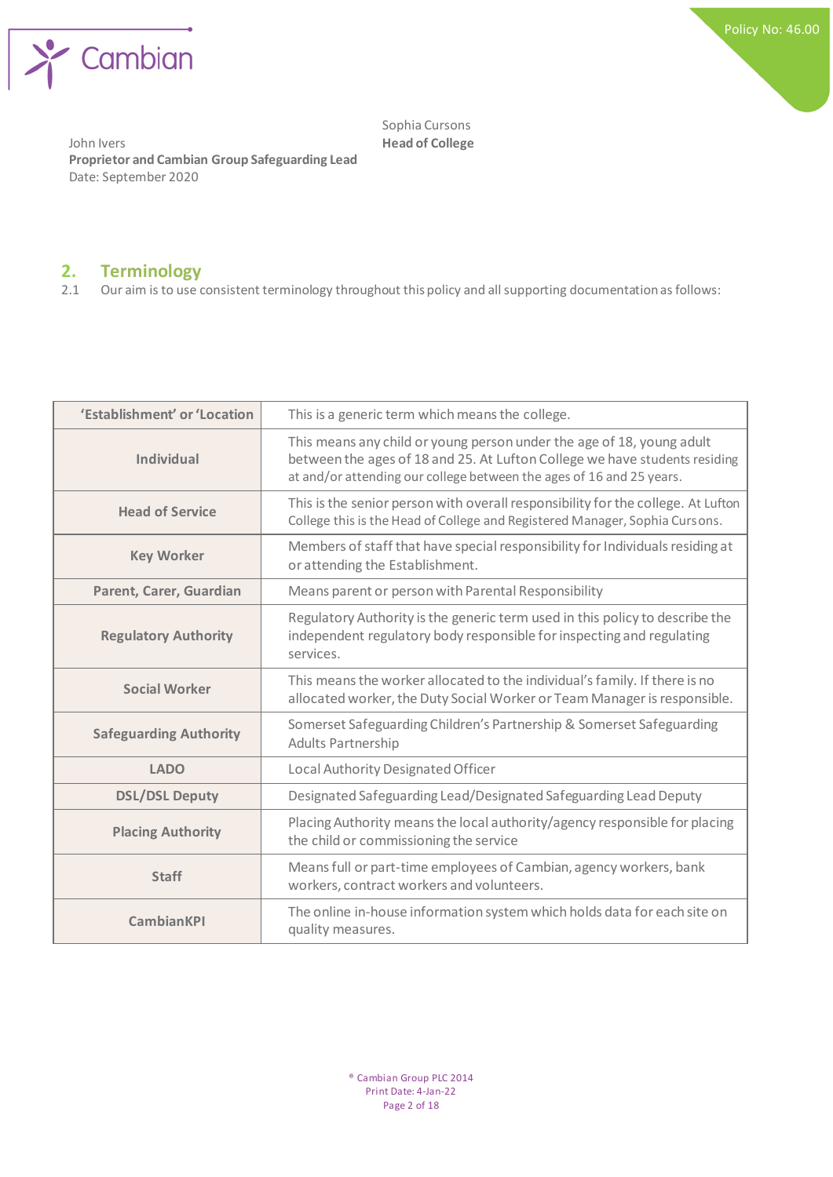John Ivers
**Proprietor and Cambian Group Safeguarding Lead**
Date: September 2020

Sophia Cursons
**Head of College**

## 2. Terminology

2.1 Our aim is to use consistent terminology throughout this policy and all supporting documentation as follows:

| | |
|---|---|
| **'Establishment' or 'Location** | This is a generic term which means the college. |
| **Individual** | This means any child or young person under the age of 18, young adult between the ages of 18 and 25. At Lufton College we have students residing at and/or attending our college between the ages of 16 and 25 years. |
| **Head of Service** | This is the senior person with overall responsibility for the college. At Lufton College this is the Head of College and Registered Manager, Sophia Cursons. |
| **Key Worker** | Members of staff that have special responsibility for Individuals residing at or attending the Establishment. |
| **Parent, Carer, Guardian** | Means parent or person with Parental Responsibility |
| **Regulatory Authority** | Regulatory Authority is the generic term used in this policy to describe the independent regulatory body responsible for inspecting and regulating services. |
| **Social Worker** | This means the worker allocated to the individual's family. If there is no allocated worker, the Duty Social Worker or Team Manager is responsible. |
| **Safeguarding Authority** | Somerset Safeguarding Children's Partnership & Somerset Safeguarding Adults Partnership |
| **LADO** | Local Authority Designated Officer |
| **DSL/DSL Deputy** | Designated Safeguarding Lead/Designated Safeguarding Lead Deputy |
| **Placing Authority** | Placing Authority means the local authority/agency responsible for placing the child or commissioning the service |
| **Staff** | Means full or part-time employees of Cambian, agency workers, bank workers, contract workers and volunteers. |
| **CambianKPI** | The online in-house information system which holds data for each site on quality measures. |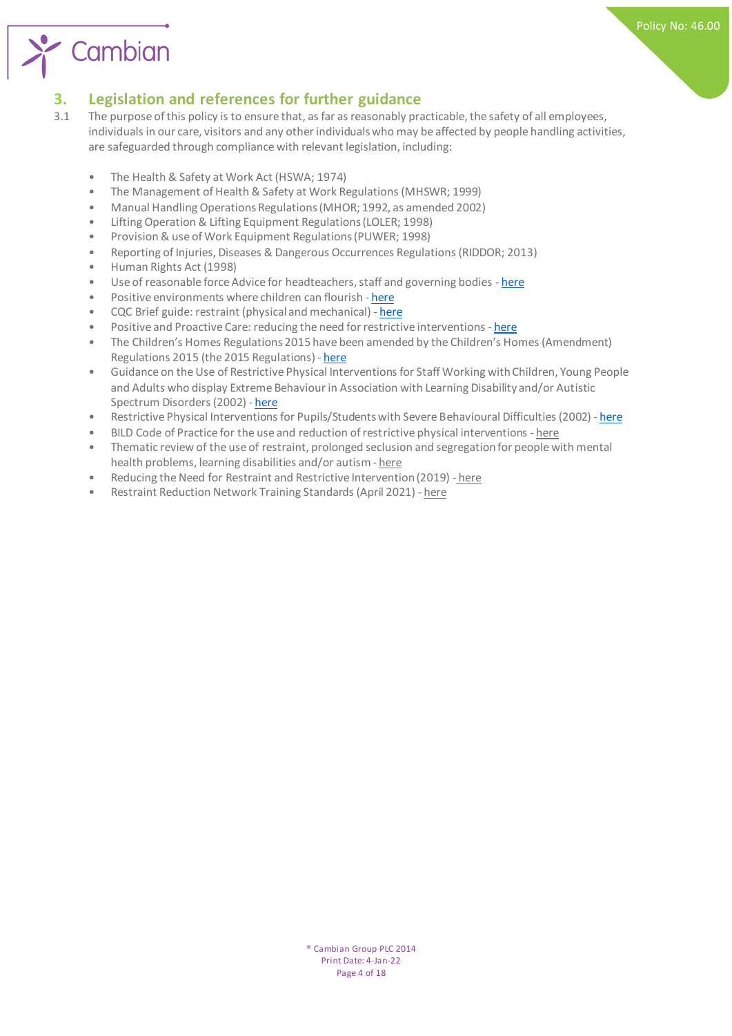## 3. Legislation and references for further guidance

3.1 The purpose of this policy is to ensure that, as far as reasonably practicable, the safety of all employees, individuals in our care, visitors and any other individuals who may be affected by people handling activities, are safeguarded through compliance with relevant legislation, including:

- The Health & Safety at Work Act (HSWA; 1974)
- The Management of Health & Safety at Work Regulations (MHSWR; 1999)
- Manual Handling Operations Regulations (MHOR; 1992, as amended 2002)
- Lifting Operation & Lifting Equipment Regulations (LOLER; 1998)
- Provision & use of Work Equipment Regulations (PUWER; 1998)
- Reporting of Injuries, Diseases & Dangerous Occurrences Regulations (RIDDOR; 2013)
- Human Rights Act (1998)
- Use of reasonable force Advice for headteachers, staff and governing bodies - here
- Positive environments where children can flourish - here
- CQC Brief guide: restraint (physical and mechanical) - here
- Positive and Proactive Care: reducing the need for restrictive interventions - here
- The Children's Homes Regulations 2015 have been amended by the Children's Homes (Amendment) Regulations 2015 (the 2015 Regulations) - here
- Guidance on the Use of Restrictive Physical Interventions for Staff Working with Children, Young People and Adults who display Extreme Behaviour in Association with Learning Disability and/or Autistic Spectrum Disorders (2002) - here
- Restrictive Physical Interventions for Pupils/Students with Severe Behavioural Difficulties (2002) - here
- BILD Code of Practice for the use and reduction of restrictive physical interventions - here
- Thematic review of the use of restraint, prolonged seclusion and segregation for people with mental health problems, learning disabilities and/or autism - here
- Reducing the Need for Restraint and Restrictive Intervention (2019) - here
- Restraint Reduction Network Training Standards (April 2021) - here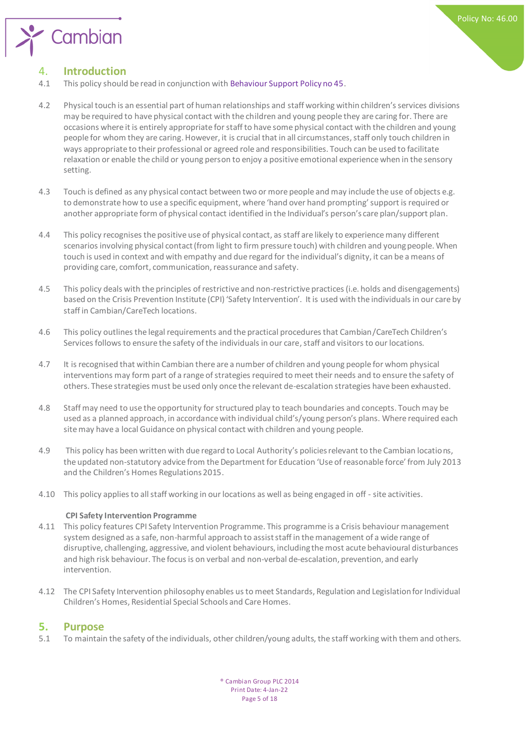## 4. Introduction

4.1 This policy should be read in conjunction with Behaviour Support Policy no 45.

4.2 Physical touch is an essential part of human relationships and staff working within children's services divisions may be required to have physical contact with the children and young people they are caring for. There are occasions where it is entirely appropriate for staff to have some physical contact with the children and young people for whom they are caring. However, it is crucial that in all circumstances, staff only touch children in ways appropriate to their professional or agreed role and responsibilities. Touch can be used to facilitate relaxation or enable the child or young person to enjoy a positive emotional experience when in the sensory setting.

4.3 Touch is defined as any physical contact between two or more people and may include the use of objects e.g. to demonstrate how to use a specific equipment, where 'hand over hand prompting' support is required or another appropriate form of physical contact identified in the Individual's person's care plan/support plan.

4.4 This policy recognises the positive use of physical contact, as staff are likely to experience many different scenarios involving physical contact (from light to firm pressure touch) with children and young people. When touch is used in context and with empathy and due regard for the individual's dignity, it can be a means of providing care, comfort, communication, reassurance and safety.

4.5 This policy deals with the principles of restrictive and non-restrictive practices (i.e. holds and disengagements) based on the Crisis Prevention Institute (CPI) 'Safety Intervention'. It is used with the individuals in our care by staff in Cambian/CareTech locations.

4.6 This policy outlines the legal requirements and the practical procedures that Cambian/CareTech Children's Services follows to ensure the safety of the individuals in our care, staff and visitors to our locations.

4.7 It is recognised that within Cambian there are a number of children and young people for whom physical interventions may form part of a range of strategies required to meet their needs and to ensure the safety of others. These strategies must be used only once the relevant de-escalation strategies have been exhausted.

4.8 Staff may need to use the opportunity for structured play to teach boundaries and concepts. Touch may be used as a planned approach, in accordance with individual child's/young person's plans. Where required each site may have a local Guidance on physical contact with children and young people.

4.9 This policy has been written with due regard to Local Authority's policies relevant to the Cambian locations, the updated non-statutory advice from the Department for Education 'Use of reasonable force' from July 2013 and the Children's Homes Regulations 2015.

4.10 This policy applies to all staff working in our locations as well as being engaged in off - site activities.

**CPI Safety Intervention Programme**

4.11 This policy features CPI Safety Intervention Programme. This programme is a Crisis behaviour management system designed as a safe, non-harmful approach to assist staff in the management of a wide range of disruptive, challenging, aggressive, and violent behaviours, including the most acute behavioural disturbances and high risk behaviour. The focus is on verbal and non-verbal de-escalation, prevention, and early intervention.

4.12 The CPI Safety Intervention philosophy enables us to meet Standards, Regulation and Legislation for Individual Children's Homes, Residential Special Schools and Care Homes.

## 5. Purpose

5.1 To maintain the safety of the individuals, other children/young adults, the staff working with them and others.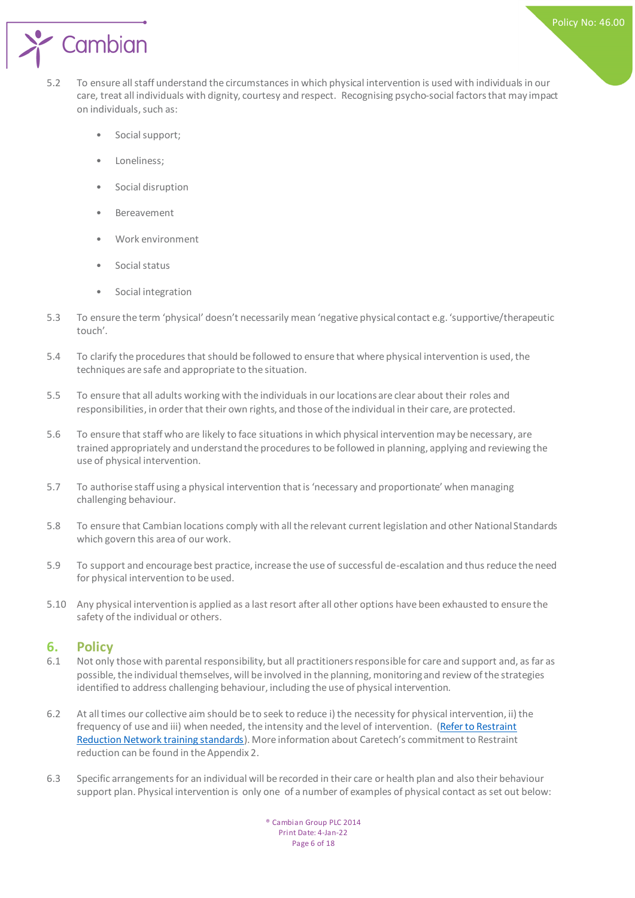5.2 To ensure all staff understand the circumstances in which physical intervention is used with individuals in our care, treat all individuals with dignity, courtesy and respect. Recognising psycho-social factors that may impact on individuals, such as:

- Social support;
- Loneliness;
- Social disruption
- Bereavement
- Work environment
- Social status
- Social integration

5.3 To ensure the term 'physical' doesn't necessarily mean 'negative physical contact e.g. 'supportive/therapeutic touch'.

5.4 To clarify the procedures that should be followed to ensure that where physical intervention is used, the techniques are safe and appropriate to the situation.

5.5 To ensure that all adults working with the individuals in our locations are clear about their roles and responsibilities, in order that their own rights, and those of the individual in their care, are protected.

5.6 To ensure that staff who are likely to face situations in which physical intervention may be necessary, are trained appropriately and understand the procedures to be followed in planning, applying and reviewing the use of physical intervention.

5.7 To authorise staff using a physical intervention that is 'necessary and proportionate' when managing challenging behaviour.

5.8 To ensure that Cambian locations comply with all the relevant current legislation and other National Standards which govern this area of our work.

5.9 To support and encourage best practice, increase the use of successful de-escalation and thus reduce the need for physical intervention to be used.

5.10 Any physical intervention is applied as a last resort after all other options have been exhausted to ensure the safety of the individual or others.

## 6. Policy

6.1 Not only those with parental responsibility, but all practitioners responsible for care and support and, as far as possible, the individual themselves, will be involved in the planning, monitoring and review of the strategies identified to address challenging behaviour, including the use of physical intervention.

6.2 At all times our collective aim should be to seek to reduce i) the necessity for physical intervention, ii) the frequency of use and iii) when needed, the intensity and the level of intervention. (Refer to Restraint Reduction Network training standards). More information about Caretech's commitment to Restraint reduction can be found in the Appendix 2.

6.3 Specific arrangements for an individual will be recorded in their care or health plan and also their behaviour support plan. Physical intervention is only one of a number of examples of physical contact as set out below: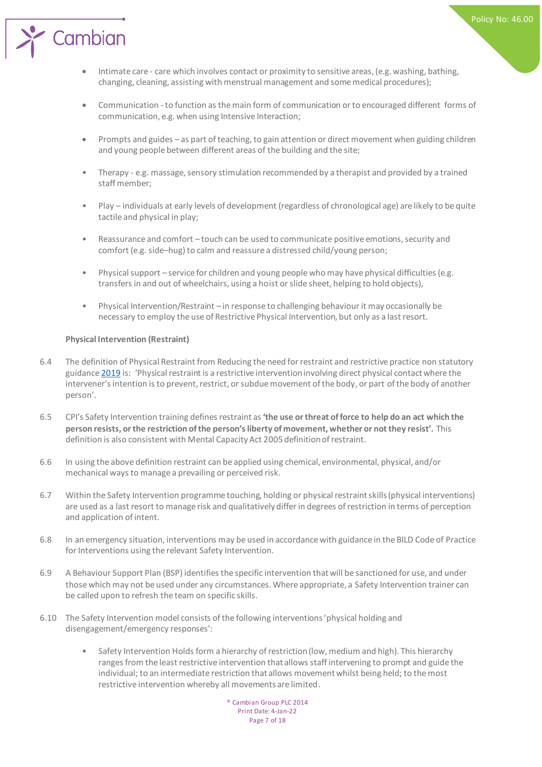- Intimate care - care which involves contact or proximity to sensitive areas, (e.g. washing, bathing, changing, cleaning, assisting with menstrual management and some medical procedures);

- Communication - to function as the main form of communication or to encouraged different forms of communication, e.g. when using Intensive Interaction;

- Prompts and guides – as part of teaching, to gain attention or direct movement when guiding children and young people between different areas of the building and the site;

- Therapy - e.g. massage, sensory stimulation recommended by a therapist and provided by a trained staff member;

- Play – individuals at early levels of development (regardless of chronological age) are likely to be quite tactile and physical in play;

- Reassurance and comfort – touch can be used to communicate positive emotions, security and comfort (e.g. side–hug) to calm and reassure a distressed child/young person;

- Physical support – service for children and young people who may have physical difficulties (e.g. transfers in and out of wheelchairs, using a hoist or slide sheet, helping to hold objects),

- Physical Intervention/Restraint – in response to challenging behaviour it may occasionally be necessary to employ the use of Restrictive Physical Intervention, but only as a last resort.

**Physical Intervention (Restraint)**

6.4 The definition of Physical Restraint from Reducing the need for restraint and restrictive practice non statutory guidance 2019 is: 'Physical restraint is a restrictive intervention involving direct physical contact where the intervener's intention is to prevent, restrict, or subdue movement of the body, or part of the body of another person'.

6.5 CPI's Safety Intervention training defines restraint as **'the use or threat of force to help do an act which the person resists, or the restriction of the person's liberty of movement, whether or not they resist'.** This definition is also consistent with Mental Capacity Act 2005 definition of restraint.

6.6 In using the above definition restraint can be applied using chemical, environmental, physical, and/or mechanical ways to manage a prevailing or perceived risk.

6.7 Within the Safety Intervention programme touching, holding or physical restraint skills (physical interventions) are used as a last resort to manage risk and qualitatively differ in degrees of restriction in terms of perception and application of intent.

6.8 In an emergency situation, interventions may be used in accordance with guidance in the BILD Code of Practice for Interventions using the relevant Safety Intervention.

6.9 A Behaviour Support Plan (BSP) identifies the specific intervention that will be sanctioned for use, and under those which may not be used under any circumstances. Where appropriate, a Safety Intervention trainer can be called upon to refresh the team on specific skills.

6.10 The Safety Intervention model consists of the following interventions 'physical holding and disengagement/emergency responses':

- Safety Intervention Holds form a hierarchy of restriction (low, medium and high). This hierarchy ranges from the least restrictive intervention that allows staff intervening to prompt and guide the individual; to an intermediate restriction that allows movement whilst being held; to the most restrictive intervention whereby all movements are limited.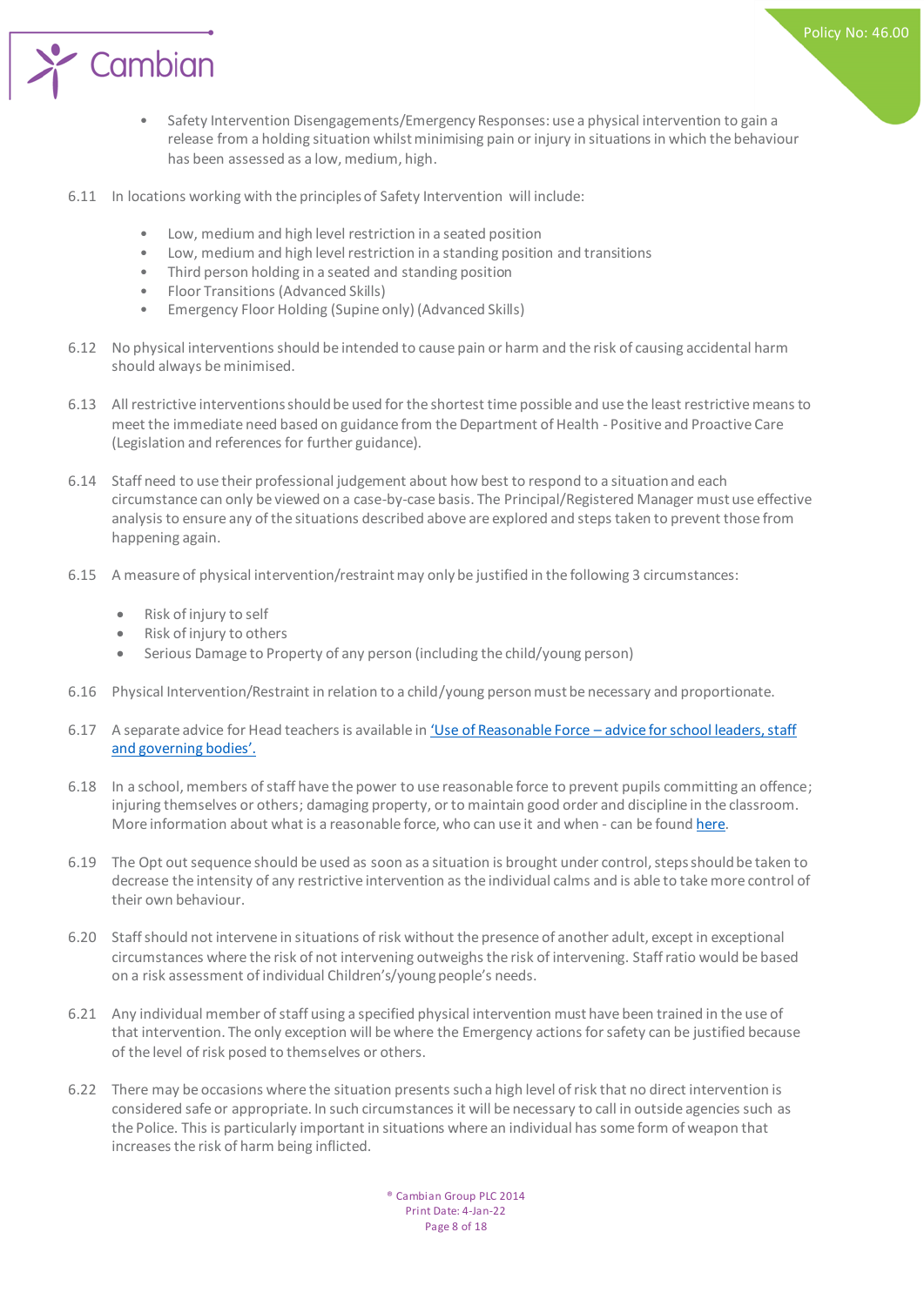- Safety Intervention Disengagements/Emergency Responses: use a physical intervention to gain a release from a holding situation whilst minimising pain or injury in situations in which the behaviour has been assessed as a low, medium, high.

6.11 In locations working with the principles of Safety Intervention will include:

- Low, medium and high level restriction in a seated position
- Low, medium and high level restriction in a standing position and transitions
- Third person holding in a seated and standing position
- Floor Transitions (Advanced Skills)
- Emergency Floor Holding (Supine only) (Advanced Skills)

6.12 No physical interventions should be intended to cause pain or harm and the risk of causing accidental harm should always be minimised.

6.13 All restrictive interventions should be used for the shortest time possible and use the least restrictive means to meet the immediate need based on guidance from the Department of Health - Positive and Proactive Care (Legislation and references for further guidance).

6.14 Staff need to use their professional judgement about how best to respond to a situation and each circumstance can only be viewed on a case-by-case basis. The Principal/Registered Manager must use effective analysis to ensure any of the situations described above are explored and steps taken to prevent those from happening again.

6.15 A measure of physical intervention/restraint may only be justified in the following 3 circumstances:

- Risk of injury to self
- Risk of injury to others
- Serious Damage to Property of any person (including the child/young person)

6.16 Physical Intervention/Restraint in relation to a child/young person must be necessary and proportionate.

6.17 A separate advice for Head teachers is available in 'Use of Reasonable Force – advice for school leaders, staff and governing bodies'.

6.18 In a school, members of staff have the power to use reasonable force to prevent pupils committing an offence; injuring themselves or others; damaging property, or to maintain good order and discipline in the classroom. More information about what is a reasonable force, who can use it and when - can be found here.

6.19 The Opt out sequence should be used as soon as a situation is brought under control, steps should be taken to decrease the intensity of any restrictive intervention as the individual calms and is able to take more control of their own behaviour.

6.20 Staff should not intervene in situations of risk without the presence of another adult, except in exceptional circumstances where the risk of not intervening outweighs the risk of intervening. Staff ratio would be based on a risk assessment of individual Children's/young people's needs.

6.21 Any individual member of staff using a specified physical intervention must have been trained in the use of that intervention. The only exception will be where the Emergency actions for safety can be justified because of the level of risk posed to themselves or others.

6.22 There may be occasions where the situation presents such a high level of risk that no direct intervention is considered safe or appropriate. In such circumstances it will be necessary to call in outside agencies such as the Police. This is particularly important in situations where an individual has some form of weapon that increases the risk of harm being inflicted.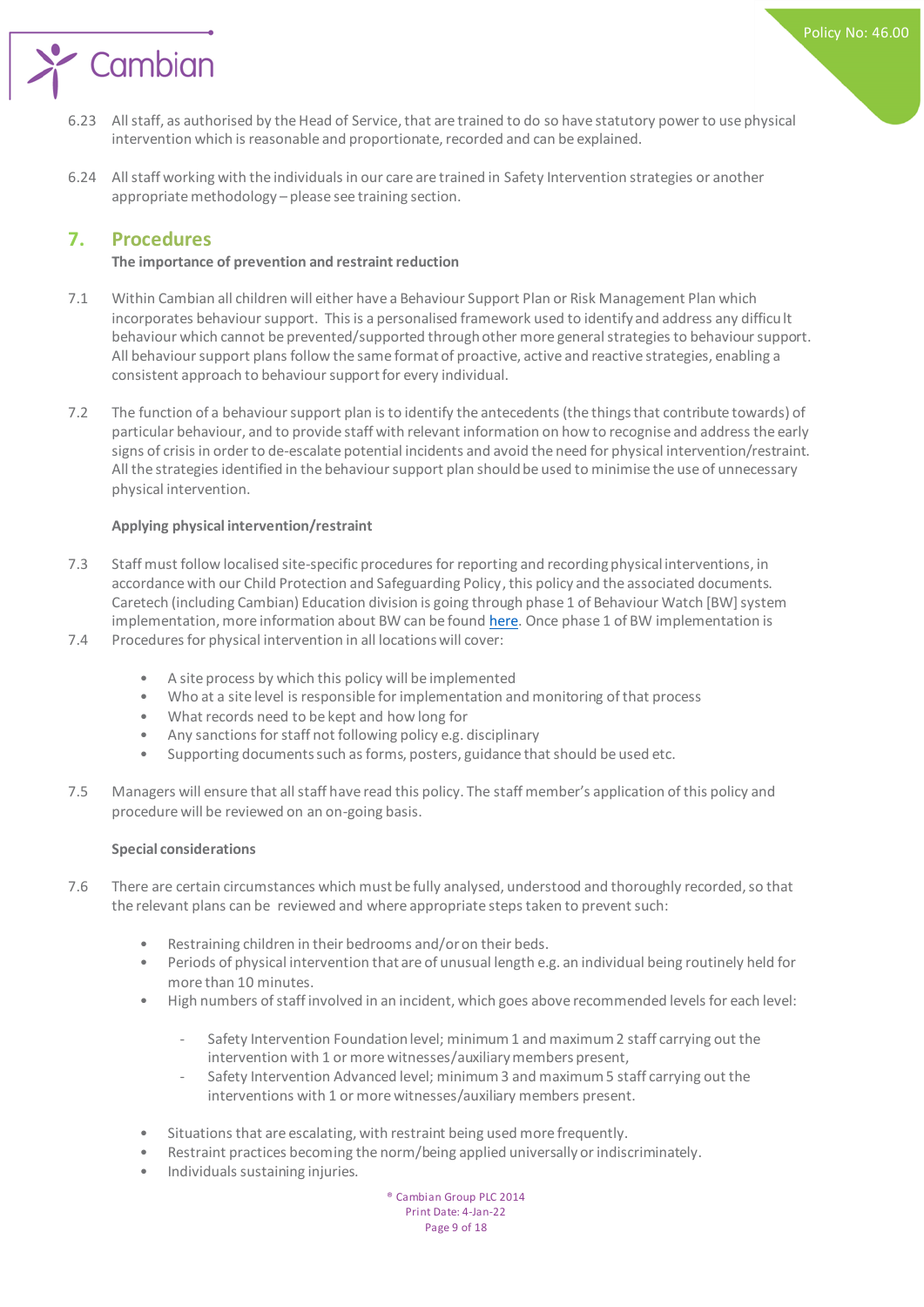6.23 All staff, as authorised by the Head of Service, that are trained to do so have statutory power to use physical intervention which is reasonable and proportionate, recorded and can be explained.

6.24 All staff working with the individuals in our care are trained in Safety Intervention strategies or another appropriate methodology – please see training section.

## 7. Procedures

**The importance of prevention and restraint reduction**

7.1 Within Cambian all children will either have a Behaviour Support Plan or Risk Management Plan which incorporates behaviour support. This is a personalised framework used to identify and address any difficult behaviour which cannot be prevented/supported through other more general strategies to behaviour support. All behaviour support plans follow the same format of proactive, active and reactive strategies, enabling a consistent approach to behaviour support for every individual.

7.2 The function of a behaviour support plan is to identify the antecedents (the things that contribute towards) of particular behaviour, and to provide staff with relevant information on how to recognise and address the early signs of crisis in order to de-escalate potential incidents and avoid the need for physical intervention/restraint. All the strategies identified in the behaviour support plan should be used to minimise the use of unnecessary physical intervention.

**Applying physical intervention/restraint**

7.3 Staff must follow localised site-specific procedures for reporting and recording physical interventions, in accordance with our Child Protection and Safeguarding Policy, this policy and the associated documents. Caretech (including Cambian) Education division is going through phase 1 of Behaviour Watch [BW] system implementation, more information about BW can be found here. Once phase 1 of BW implementation is

7.4 Procedures for physical intervention in all locations will cover:

- A site process by which this policy will be implemented
- Who at a site level is responsible for implementation and monitoring of that process
- What records need to be kept and how long for
- Any sanctions for staff not following policy e.g. disciplinary
- Supporting documents such as forms, posters, guidance that should be used etc.

7.5 Managers will ensure that all staff have read this policy. The staff member's application of this policy and procedure will be reviewed on an on-going basis.

**Special considerations**

7.6 There are certain circumstances which must be fully analysed, understood and thoroughly recorded, so that the relevant plans can be reviewed and where appropriate steps taken to prevent such:

- Restraining children in their bedrooms and/or on their beds.
- Periods of physical intervention that are of unusual length e.g. an individual being routinely held for more than 10 minutes.
- High numbers of staff involved in an incident, which goes above recommended levels for each level:
    - Safety Intervention Foundation level; minimum 1 and maximum 2 staff carrying out the intervention with 1 or more witnesses/auxiliary members present,
    - Safety Intervention Advanced level; minimum 3 and maximum 5 staff carrying out the interventions with 1 or more witnesses/auxiliary members present.
- Situations that are escalating, with restraint being used more frequently.
- Restraint practices becoming the norm/being applied universally or indiscriminately.
- Individuals sustaining injuries.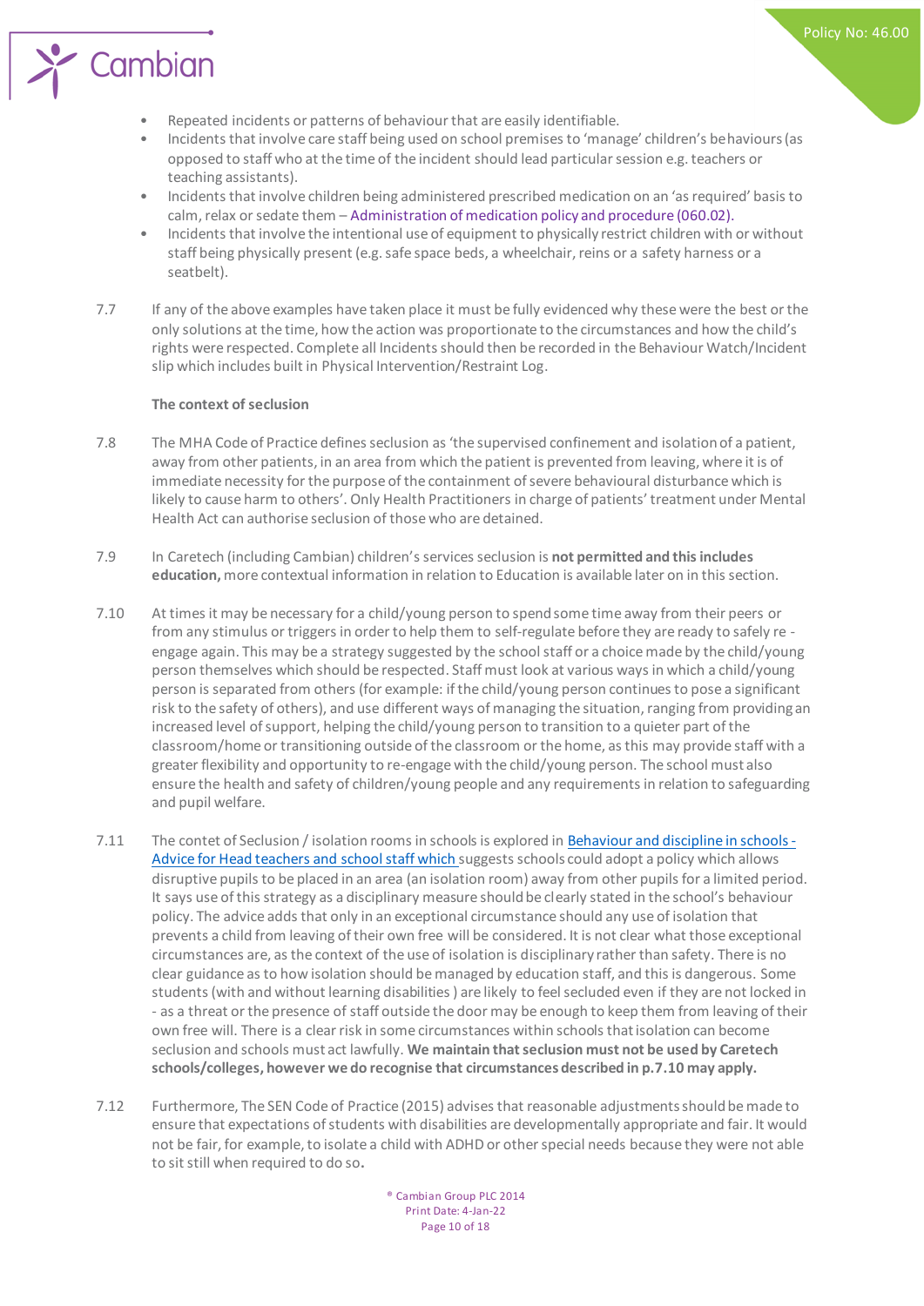- Repeated incidents or patterns of behaviour that are easily identifiable.
- Incidents that involve care staff being used on school premises to 'manage' children's behaviours (as opposed to staff who at the time of the incident should lead particular session e.g. teachers or teaching assistants).
- Incidents that involve children being administered prescribed medication on an 'as required' basis to calm, relax or sedate them – Administration of medication policy and procedure (060.02).
- Incidents that involve the intentional use of equipment to physically restrict children with or without staff being physically present (e.g. safe space beds, a wheelchair, reins or a safety harness or a seatbelt).

7.7 If any of the above examples have taken place it must be fully evidenced why these were the best or the only solutions at the time, how the action was proportionate to the circumstances and how the child's rights were respected. Complete all Incidents should then be recorded in the Behaviour Watch/Incident slip which includes built in Physical Intervention/Restraint Log.

**The context of seclusion**

7.8 The MHA Code of Practice defines seclusion as 'the supervised confinement and isolation of a patient, away from other patients, in an area from which the patient is prevented from leaving, where it is of immediate necessity for the purpose of the containment of severe behavioural disturbance which is likely to cause harm to others'. Only Health Practitioners in charge of patients' treatment under Mental Health Act can authorise seclusion of those who are detained.

7.9 In Caretech (including Cambian) children's services seclusion is **not permitted and this includes education,** more contextual information in relation to Education is available later on in this section.

7.10 At times it may be necessary for a child/young person to spend some time away from their peers or from any stimulus or triggers in order to help them to self-regulate before they are ready to safely re-engage again. This may be a strategy suggested by the school staff or a choice made by the child/young person themselves which should be respected. Staff must look at various ways in which a child/young person is separated from others (for example: if the child/young person continues to pose a significant risk to the safety of others), and use different ways of managing the situation, ranging from providing an increased level of support, helping the child/young person to transition to a quieter part of the classroom/home or transitioning outside of the classroom or the home, as this may provide staff with a greater flexibility and opportunity to re-engage with the child/young person. The school must also ensure the health and safety of children/young people and any requirements in relation to safeguarding and pupil welfare.

7.11 The contet of Seclusion / isolation rooms in schools is explored in Behaviour and discipline in schools - Advice for Head teachers and school staff which suggests schools could adopt a policy which allows disruptive pupils to be placed in an area (an isolation room) away from other pupils for a limited period. It says use of this strategy as a disciplinary measure should be clearly stated in the school's behaviour policy. The advice adds that only in an exceptional circumstance should any use of isolation that prevents a child from leaving of their own free will be considered. It is not clear what those exceptional circumstances are, as the context of the use of isolation is disciplinary rather than safety. There is no clear guidance as to how isolation should be managed by education staff, and this is dangerous. Some students (with and without learning disabilities ) are likely to feel secluded even if they are not locked in - as a threat or the presence of staff outside the door may be enough to keep them from leaving of their own free will. There is a clear risk in some circumstances within schools that isolation can become seclusion and schools must act lawfully. **We maintain that seclusion must not be used by Caretech schools/colleges, however we do recognise that circumstances described in p.7.10 may apply.**

7.12 Furthermore, The SEN Code of Practice (2015) advises that reasonable adjustments should be made to ensure that expectations of students with disabilities are developmentally appropriate and fair. It would not be fair, for example, to isolate a child with ADHD or other special needs because they were not able to sit still when required to do so.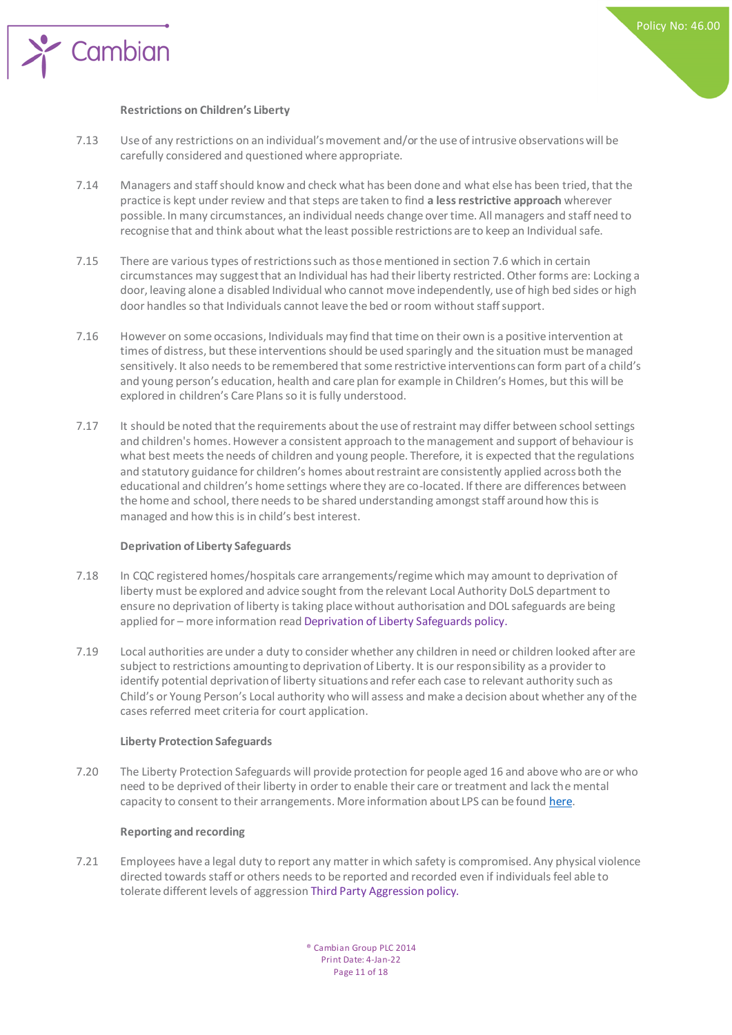**Restrictions on Children's Liberty**

7.13 Use of any restrictions on an individual's movement and/or the use of intrusive observations will be carefully considered and questioned where appropriate.

7.14 Managers and staff should know and check what has been done and what else has been tried, that the practice is kept under review and that steps are taken to find **a less restrictive approach** wherever possible. In many circumstances, an individual needs change over time. All managers and staff need to recognise that and think about what the least possible restrictions are to keep an Individual safe.

7.15 There are various types of restrictions such as those mentioned in section 7.6 which in certain circumstances may suggest that an Individual has had their liberty restricted. Other forms are: Locking a door, leaving alone a disabled Individual who cannot move independently, use of high bed sides or high door handles so that Individuals cannot leave the bed or room without staff support.

7.16 However on some occasions, Individuals may find that time on their own is a positive intervention at times of distress, but these interventions should be used sparingly and the situation must be managed sensitively. It also needs to be remembered that some restrictive interventions can form part of a child's and young person's education, health and care plan for example in Children's Homes, but this will be explored in children's Care Plans so it is fully understood.

7.17 It should be noted that the requirements about the use of restraint may differ between school settings and children's homes. However a consistent approach to the management and support of behaviour is what best meets the needs of children and young people. Therefore, it is expected that the regulations and statutory guidance for children's homes about restraint are consistently applied across both the educational and children's home settings where they are co-located. If there are differences between the home and school, there needs to be shared understanding amongst staff around how this is managed and how this is in child's best interest.

**Deprivation of Liberty Safeguards**

7.18 In CQC registered homes/hospitals care arrangements/regime which may amount to deprivation of liberty must be explored and advice sought from the relevant Local Authority DoLS department to ensure no deprivation of liberty is taking place without authorisation and DOL safeguards are being applied for – more information read Deprivation of Liberty Safeguards policy.

7.19 Local authorities are under a duty to consider whether any children in need or children looked after are subject to restrictions amounting to deprivation of Liberty. It is our responsibility as a provider to identify potential deprivation of liberty situations and refer each case to relevant authority such as Child's or Young Person's Local authority who will assess and make a decision about whether any of the cases referred meet criteria for court application.

**Liberty Protection Safeguards**

7.20 The Liberty Protection Safeguards will provide protection for people aged 16 and above who are or who need to be deprived of their liberty in order to enable their care or treatment and lack the mental capacity to consent to their arrangements. More information about LPS can be found here.

**Reporting and recording**

7.21 Employees have a legal duty to report any matter in which safety is compromised. Any physical violence directed towards staff or others needs to be reported and recorded even if individuals feel able to tolerate different levels of aggression Third Party Aggression policy.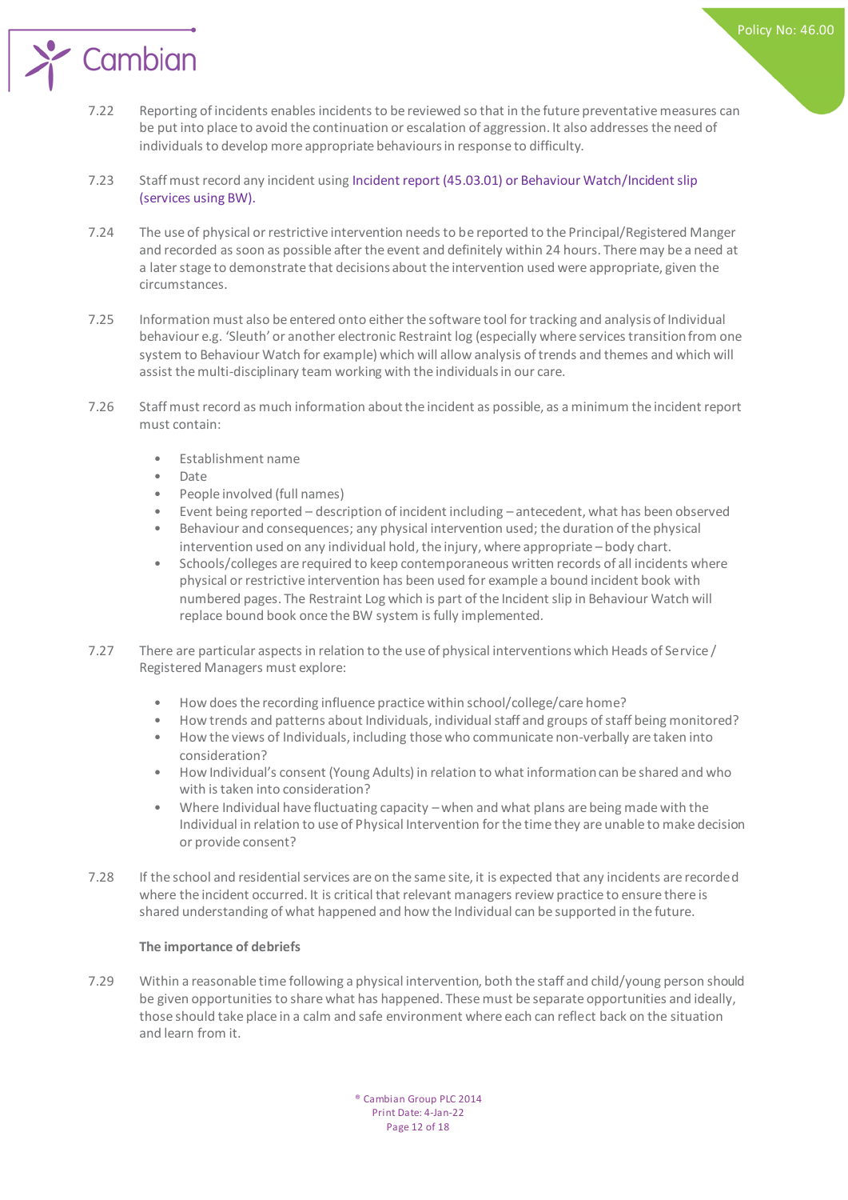7.22 Reporting of incidents enables incidents to be reviewed so that in the future preventative measures can be put into place to avoid the continuation or escalation of aggression. It also addresses the need of individuals to develop more appropriate behaviours in response to difficulty.

7.23 Staff must record any incident using Incident report (45.03.01) or Behaviour Watch/Incident slip (services using BW).

7.24 The use of physical or restrictive intervention needs to be reported to the Principal/Registered Manger and recorded as soon as possible after the event and definitely within 24 hours. There may be a need at a later stage to demonstrate that decisions about the intervention used were appropriate, given the circumstances.

7.25 Information must also be entered onto either the software tool for tracking and analysis of Individual behaviour e.g. 'Sleuth' or another electronic Restraint log (especially where services transition from one system to Behaviour Watch for example) which will allow analysis of trends and themes and which will assist the multi-disciplinary team working with the individuals in our care.

7.26 Staff must record as much information about the incident as possible, as a minimum the incident report must contain:

- Establishment name
- Date
- People involved (full names)
- Event being reported – description of incident including – antecedent, what has been observed
- Behaviour and consequences; any physical intervention used; the duration of the physical intervention used on any individual hold, the injury, where appropriate – body chart.
- Schools/colleges are required to keep contemporaneous written records of all incidents where physical or restrictive intervention has been used for example a bound incident book with numbered pages. The Restraint Log which is part of the Incident slip in Behaviour Watch will replace bound book once the BW system is fully implemented.

7.27 There are particular aspects in relation to the use of physical interventions which Heads of Service / Registered Managers must explore:

- How does the recording influence practice within school/college/care home?
- How trends and patterns about Individuals, individual staff and groups of staff being monitored?
- How the views of Individuals, including those who communicate non-verbally are taken into consideration?
- How Individual's consent (Young Adults) in relation to what information can be shared and who with is taken into consideration?
- Where Individual have fluctuating capacity – when and what plans are being made with the Individual in relation to use of Physical Intervention for the time they are unable to make decision or provide consent?

7.28 If the school and residential services are on the same site, it is expected that any incidents are recorded where the incident occurred. It is critical that relevant managers review practice to ensure there is shared understanding of what happened and how the Individual can be supported in the future.

**The importance of debriefs**

7.29 Within a reasonable time following a physical intervention, both the staff and child/young person should be given opportunities to share what has happened. These must be separate opportunities and ideally, those should take place in a calm and safe environment where each can reflect back on the situation and learn from it.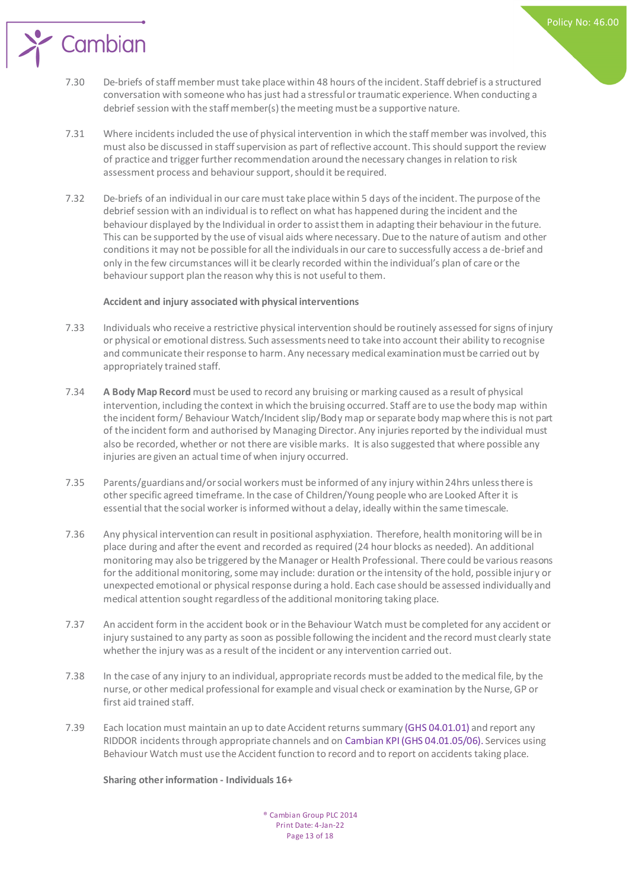7.30 De-briefs of staff member must take place within 48 hours of the incident. Staff debrief is a structured conversation with someone who has just had a stressful or traumatic experience. When conducting a debrief session with the staff member(s) the meeting must be a supportive nature.

7.31 Where incidents included the use of physical intervention in which the staff member was involved, this must also be discussed in staff supervision as part of reflective account. This should support the review of practice and trigger further recommendation around the necessary changes in relation to risk assessment process and behaviour support, should it be required.

7.32 De-briefs of an individual in our care must take place within 5 days of the incident. The purpose of the debrief session with an individual is to reflect on what has happened during the incident and the behaviour displayed by the Individual in order to assist them in adapting their behaviour in the future. This can be supported by the use of visual aids where necessary. Due to the nature of autism and other conditions it may not be possible for all the individuals in our care to successfully access a de-brief and only in the few circumstances will it be clearly recorded within the individual's plan of care or the behaviour support plan the reason why this is not useful to them.

**Accident and injury associated with physical interventions**

7.33 Individuals who receive a restrictive physical intervention should be routinely assessed for signs of injury or physical or emotional distress. Such assessments need to take into account their ability to recognise and communicate their response to harm. Any necessary medical examination must be carried out by appropriately trained staff.

7.34 **A Body Map Record** must be used to record any bruising or marking caused as a result of physical intervention, including the context in which the bruising occurred. Staff are to use the body map within the incident form/ Behaviour Watch/Incident slip/Body map or separate body map where this is not part of the incident form and authorised by Managing Director. Any injuries reported by the individual must also be recorded, whether or not there are visible marks. It is also suggested that where possible any injuries are given an actual time of when injury occurred.

7.35 Parents/guardians and/or social workers must be informed of any injury within 24hrs unless there is other specific agreed timeframe. In the case of Children/Young people who are Looked After it is essential that the social worker is informed without a delay, ideally within the same timescale.

7.36 Any physical intervention can result in positional asphyxiation. Therefore, health monitoring will be in place during and after the event and recorded as required (24 hour blocks as needed). An additional monitoring may also be triggered by the Manager or Health Professional. There could be various reasons for the additional monitoring, some may include: duration or the intensity of the hold, possible injury or unexpected emotional or physical response during a hold. Each case should be assessed individually and medical attention sought regardless of the additional monitoring taking place.

7.37 An accident form in the accident book or in the Behaviour Watch must be completed for any accident or injury sustained to any party as soon as possible following the incident and the record must clearly state whether the injury was as a result of the incident or any intervention carried out.

7.38 In the case of any injury to an individual, appropriate records must be added to the medical file, by the nurse, or other medical professional for example and visual check or examination by the Nurse, GP or first aid trained staff.

7.39 Each location must maintain an up to date Accident returns summary (GHS 04.01.01) and report any RIDDOR incidents through appropriate channels and on Cambian KPI (GHS 04.01.05/06). Services using Behaviour Watch must use the Accident function to record and to report on accidents taking place.

**Sharing other information - Individuals 16+**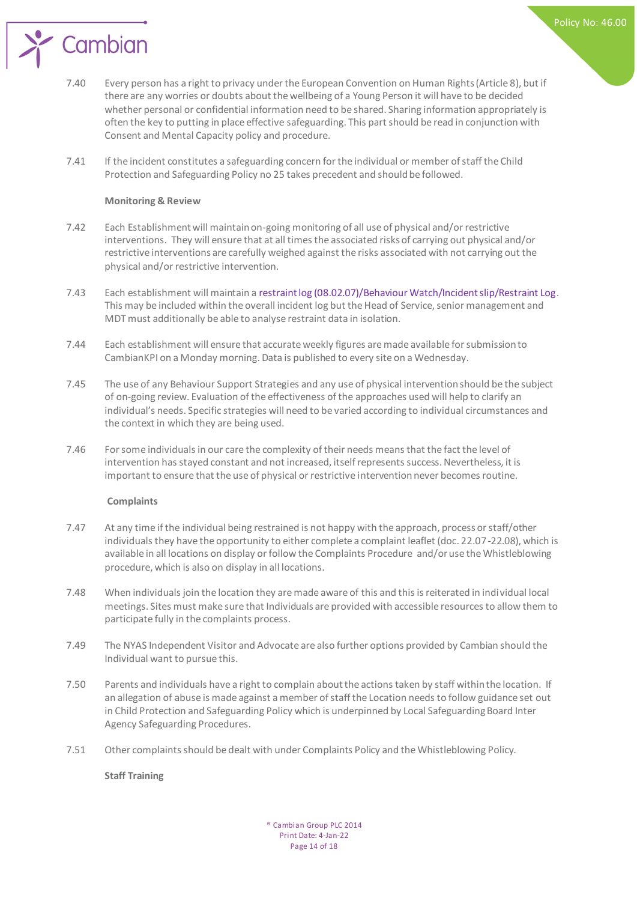7.40 Every person has a right to privacy under the European Convention on Human Rights (Article 8), but if there are any worries or doubts about the wellbeing of a Young Person it will have to be decided whether personal or confidential information need to be shared. Sharing information appropriately is often the key to putting in place effective safeguarding. This part should be read in conjunction with Consent and Mental Capacity policy and procedure.

7.41 If the incident constitutes a safeguarding concern for the individual or member of staff the Child Protection and Safeguarding Policy no 25 takes precedent and should be followed.

**Monitoring & Review**

7.42 Each Establishment will maintain on-going monitoring of all use of physical and/or restrictive interventions. They will ensure that at all times the associated risks of carrying out physical and/or restrictive interventions are carefully weighed against the risks associated with not carrying out the physical and/or restrictive intervention.

7.43 Each establishment will maintain a restraint log (08.02.07)/Behaviour Watch/Incident slip/Restraint Log. This may be included within the overall incident log but the Head of Service, senior management and MDT must additionally be able to analyse restraint data in isolation.

7.44 Each establishment will ensure that accurate weekly figures are made available for submission to CambianKPI on a Monday morning. Data is published to every site on a Wednesday.

7.45 The use of any Behaviour Support Strategies and any use of physical intervention should be the subject of on-going review. Evaluation of the effectiveness of the approaches used will help to clarify an individual's needs. Specific strategies will need to be varied according to individual circumstances and the context in which they are being used.

7.46 For some individuals in our care the complexity of their needs means that the fact the level of intervention has stayed constant and not increased, itself represents success. Nevertheless, it is important to ensure that the use of physical or restrictive intervention never becomes routine.

**Complaints**

7.47 At any time if the individual being restrained is not happy with the approach, process or staff/other individuals they have the opportunity to either complete a complaint leaflet (doc. 22.07-22.08), which is available in all locations on display or follow the Complaints Procedure and/or use the Whistleblowing procedure, which is also on display in all locations.

7.48 When individuals join the location they are made aware of this and this is reiterated in individual local meetings. Sites must make sure that Individuals are provided with accessible resources to allow them to participate fully in the complaints process.

7.49 The NYAS Independent Visitor and Advocate are also further options provided by Cambian should the Individual want to pursue this.

7.50 Parents and individuals have a right to complain about the actions taken by staff within the location. If an allegation of abuse is made against a member of staff the Location needs to follow guidance set out in Child Protection and Safeguarding Policy which is underpinned by Local Safeguarding Board Inter Agency Safeguarding Procedures.

7.51 Other complaints should be dealt with under Complaints Policy and the Whistleblowing Policy.

**Staff Training**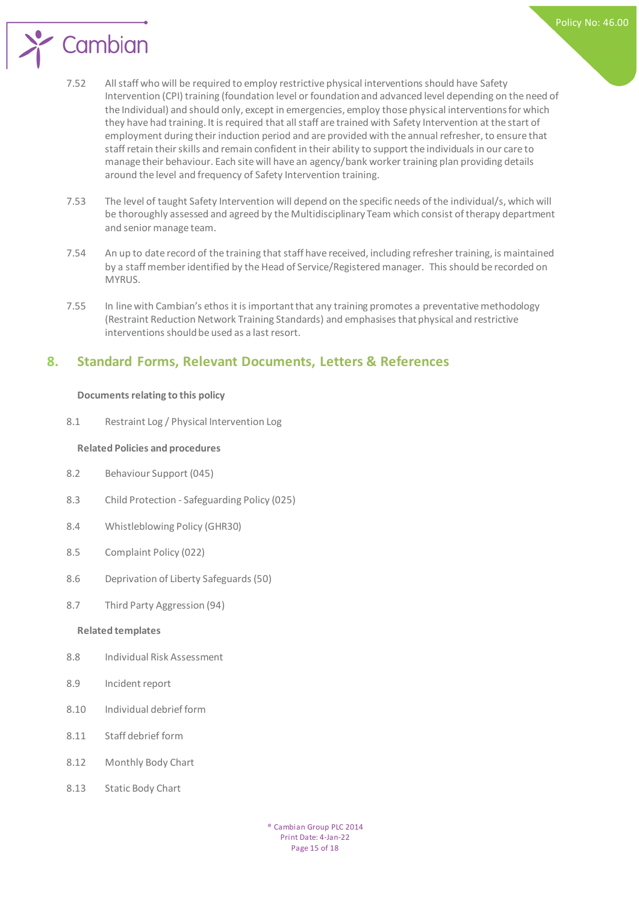7.52 All staff who will be required to employ restrictive physical interventions should have Safety Intervention (CPI) training (foundation level or foundation and advanced level depending on the need of the Individual) and should only, except in emergencies, employ those physical interventions for which they have had training. It is required that all staff are trained with Safety Intervention at the start of employment during their induction period and are provided with the annual refresher, to ensure that staff retain their skills and remain confident in their ability to support the individuals in our care to manage their behaviour. Each site will have an agency/bank worker training plan providing details around the level and frequency of Safety Intervention training.

7.53 The level of taught Safety Intervention will depend on the specific needs of the individual/s, which will be thoroughly assessed and agreed by the Multidisciplinary Team which consist of therapy department and senior manage team.

7.54 An up to date record of the training that staff have received, including refresher training, is maintained by a staff member identified by the Head of Service/Registered manager. This should be recorded on MYRUS.

7.55 In line with Cambian's ethos it is important that any training promotes a preventative methodology (Restraint Reduction Network Training Standards) and emphasises that physical and restrictive interventions should be used as a last resort.

## 8. Standard Forms, Relevant Documents, Letters & References

**Documents relating to this policy**

8.1 Restraint Log / Physical Intervention Log

**Related Policies and procedures**

8.2 Behaviour Support (045)

8.3 Child Protection - Safeguarding Policy (025)

8.4 Whistleblowing Policy (GHR30)

8.5 Complaint Policy (022)

8.6 Deprivation of Liberty Safeguards (50)

8.7 Third Party Aggression (94)

**Related templates**

8.8 Individual Risk Assessment

8.9 Incident report

8.10 Individual debrief form

8.11 Staff debrief form

8.12 Monthly Body Chart

8.13 Static Body Chart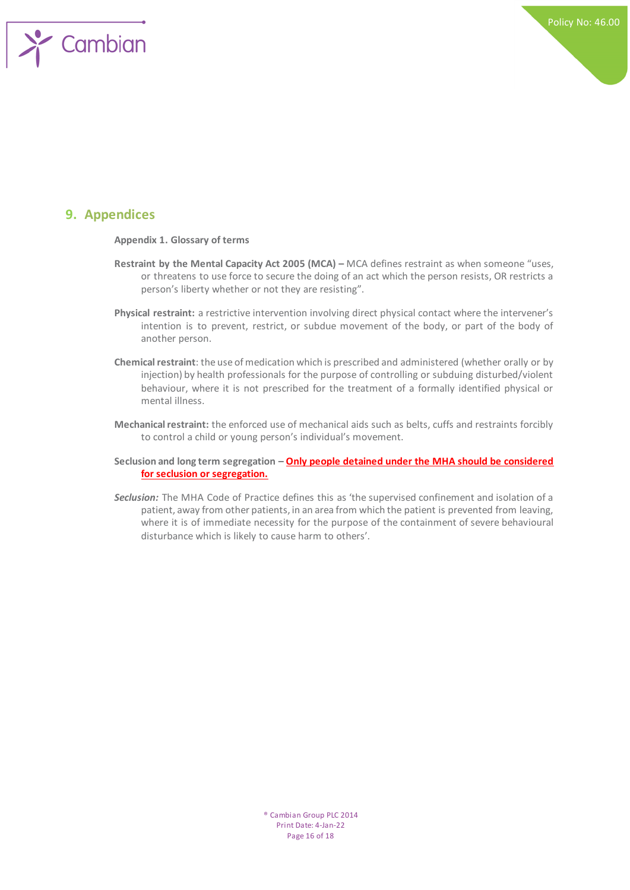## 9. Appendices

**Appendix 1. Glossary of terms**

**Restraint by the Mental Capacity Act 2005 (MCA) –** MCA defines restraint as when someone "uses, or threatens to use force to secure the doing of an act which the person resists, OR restricts a person's liberty whether or not they are resisting".

**Physical restraint:** a restrictive intervention involving direct physical contact where the intervener's intention is to prevent, restrict, or subdue movement of the body, or part of the body of another person.

**Chemical restraint**: the use of medication which is prescribed and administered (whether orally or by injection) by health professionals for the purpose of controlling or subduing disturbed/violent behaviour, where it is not prescribed for the treatment of a formally identified physical or mental illness.

**Mechanical restraint:** the enforced use of mechanical aids such as belts, cuffs and restraints forcibly to control a child or young person's individual's movement.

**Seclusion and long term segregation – Only people detained under the MHA should be considered for seclusion or segregation.**

***Seclusion:*** The MHA Code of Practice defines this as 'the supervised confinement and isolation of a patient, away from other patients, in an area from which the patient is prevented from leaving, where it is of immediate necessity for the purpose of the containment of severe behavioural disturbance which is likely to cause harm to others'.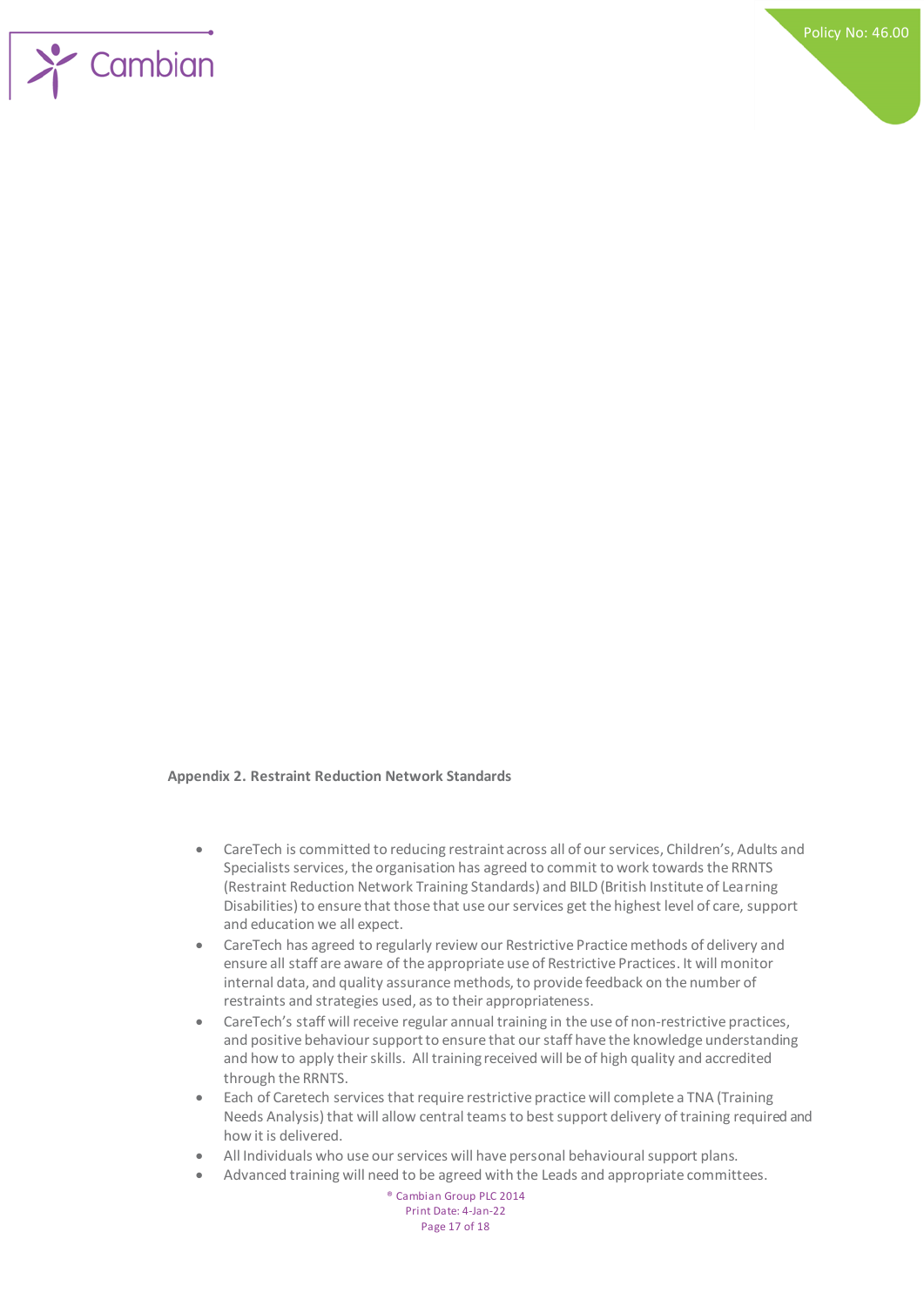**Appendix 2. Restraint Reduction Network Standards**

- CareTech is committed to reducing restraint across all of our services, Children's, Adults and Specialists services, the organisation has agreed to commit to work towards the RRNTS (Restraint Reduction Network Training Standards) and BILD (British Institute of Learning Disabilities) to ensure that those that use our services get the highest level of care, support and education we all expect.
- CareTech has agreed to regularly review our Restrictive Practice methods of delivery and ensure all staff are aware of the appropriate use of Restrictive Practices. It will monitor internal data, and quality assurance methods, to provide feedback on the number of restraints and strategies used, as to their appropriateness.
- CareTech's staff will receive regular annual training in the use of non-restrictive practices, and positive behaviour support to ensure that our staff have the knowledge understanding and how to apply their skills. All training received will be of high quality and accredited through the RRNTS.
- Each of Caretech services that require restrictive practice will complete a TNA (Training Needs Analysis) that will allow central teams to best support delivery of training required and how it is delivered.
- All Individuals who use our services will have personal behavioural support plans.
- Advanced training will need to be agreed with the Leads and appropriate committees.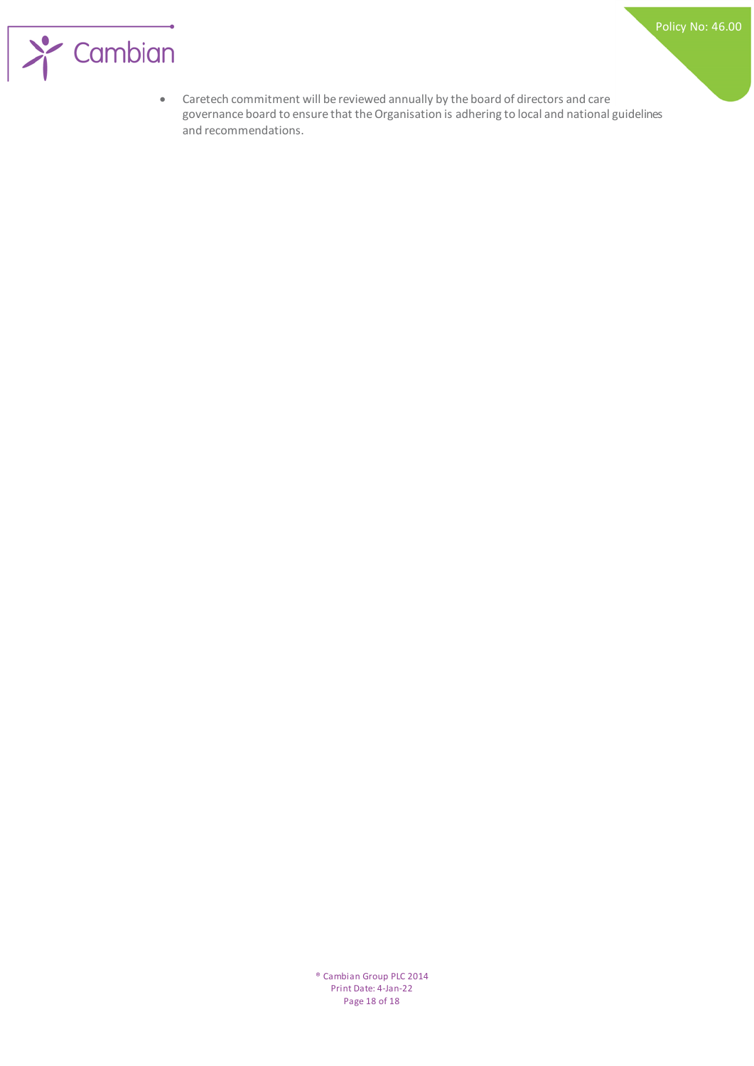- Caretech commitment will be reviewed annually by the board of directors and care governance board to ensure that the Organisation is adhering to local and national guidelines and recommendations.